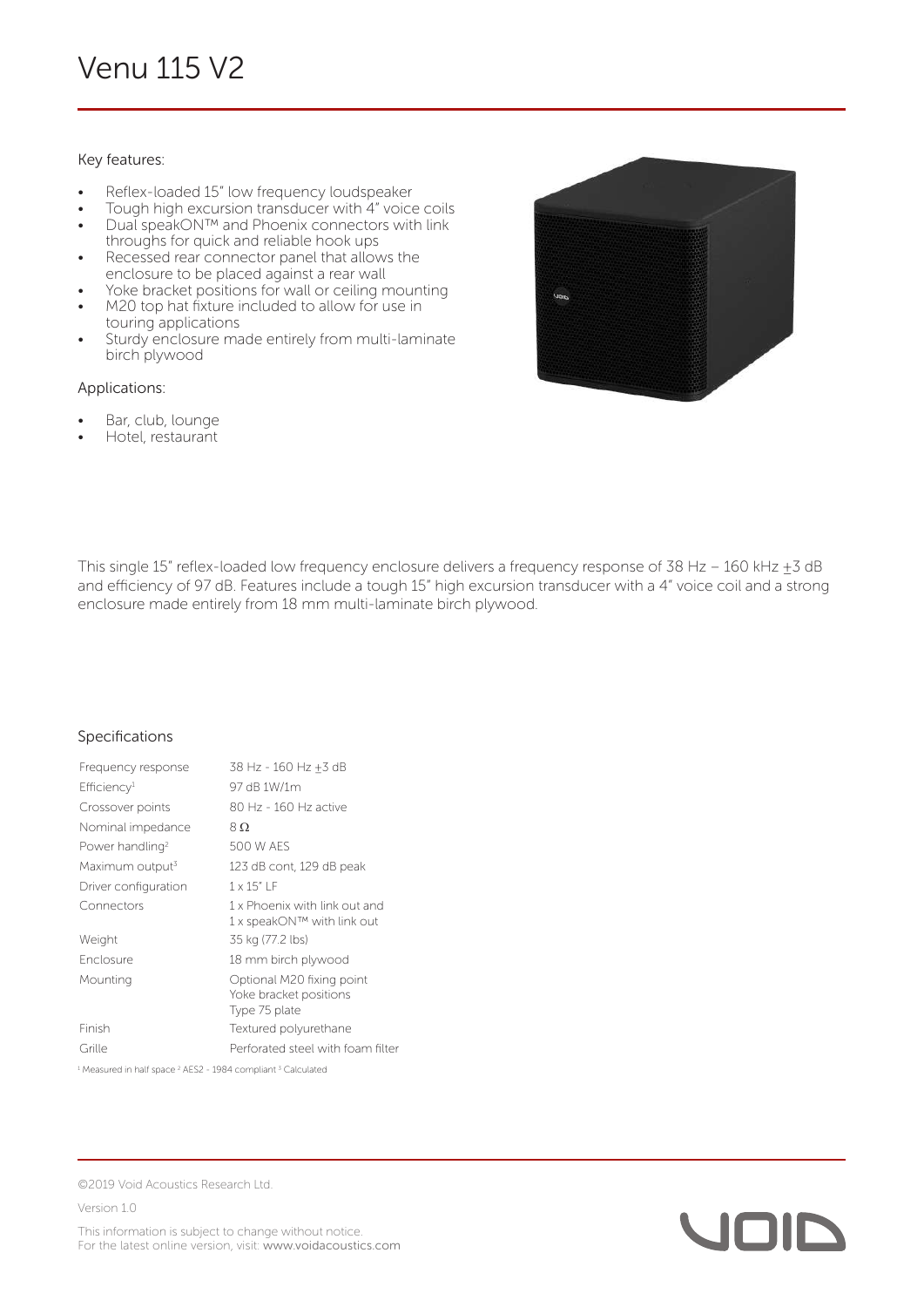# Venu 115 V2

Key features:

- Reflex-loaded 15" low frequency loudspeaker
- Tough high excursion transducer with 4" voice coils
- Dual speakON™ and Phoenix connectors with link throughs for quick and reliable hook ups
- Recessed rear connector panel that allows the enclosure to be placed against a rear wall
- Yoke bracket positions for wall or ceiling mounting
- M20 top hat fixture included to allow for use in touring applications
- Sturdy enclosure made entirely from multi-laminate birch plywood

Applications:

- Bar, club, lounge
- Hotel, restaurant

This single 15" reflex-loaded low frequency enclosure delivers a frequency response of 38 Hz – 160 kHz ±3 dB and efficiency of 97 dB. Features include a tough 15" high excursion transducer with a 4" voice coil and a strong enclosure made entirely from 18 mm multi-laminate birch plywood.

## Specifications

| | |
|---|---|
| Frequency response | 38 Hz - 160 Hz ±3 dB |
| Efficiency[1] | 97 dB 1W/1m |
| Crossover points | 80 Hz - 160 Hz active |
| Nominal impedance | 8 Ω |
| Power handling[2] | 500 W AES |
| Maximum output[3] | 123 dB cont, 129 dB peak |
| Driver configuration | 1 x 15" LF |
| Connectors | 1 x Phoenix with link out and 1 x speakON™ with link out |
| Weight | 35 kg (77.2 lbs) |
| Enclosure | 18 mm birch plywood |
| Mounting | Optional M20 fixing point Yoke bracket positions Type 75 plate |
| Finish | Textured polyurethane |
| Grille | Perforated steel with foam filter |

[1] Measured in half space [2] AES2 - 1984 compliant [3] Calculated

©2019 Void Acoustics Research Ltd.

Version 1.0

This information is subject to change without notice.
For the latest online version, visit: www.voidacoustics.com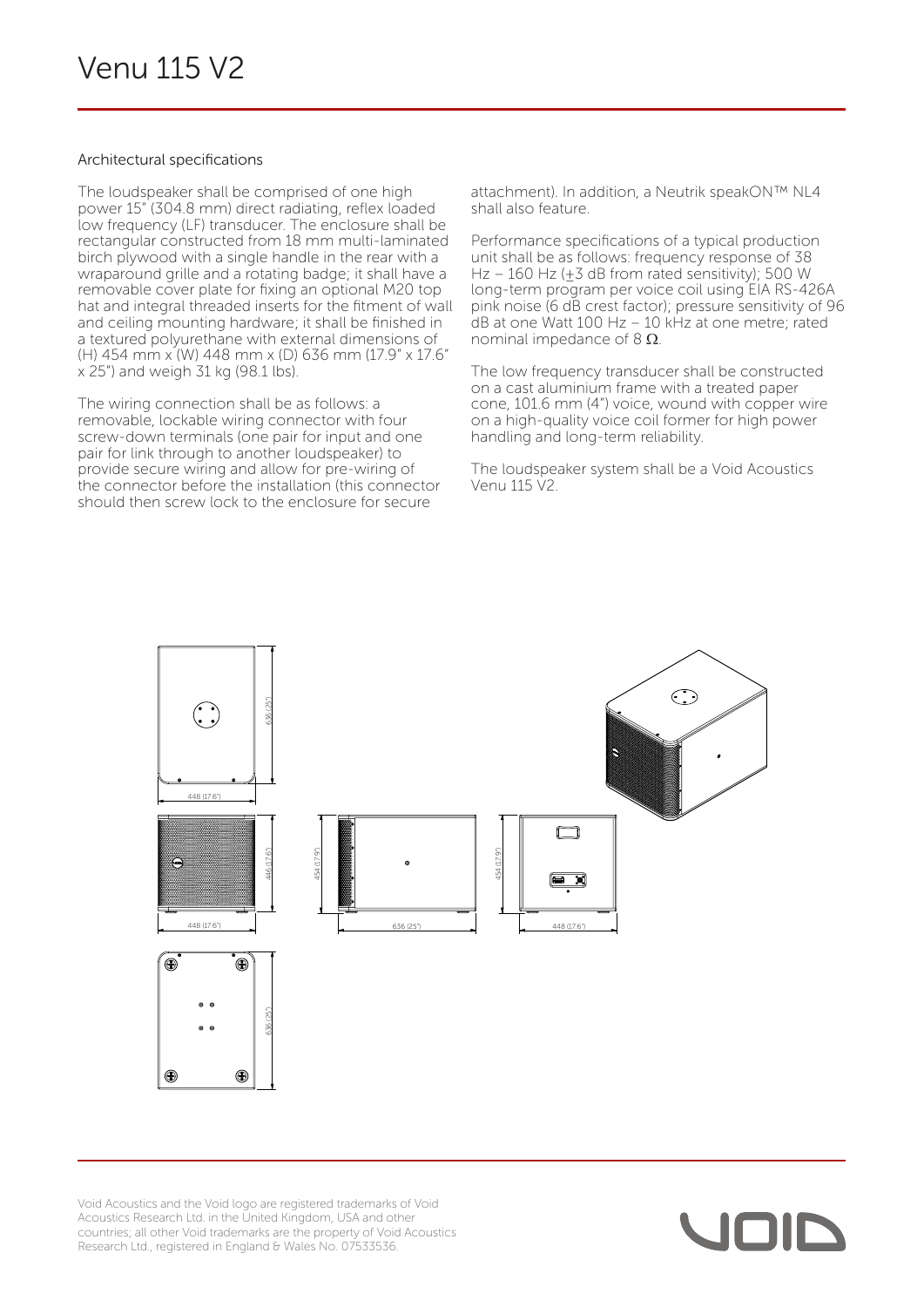# Venu 115 V2

## Architectural specifications

The loudspeaker shall be comprised of one high power 15" (304.8 mm) direct radiating, reflex loaded low frequency (LF) transducer. The enclosure shall be rectangular constructed from 18 mm multi-laminated birch plywood with a single handle in the rear with a wraparound grille and a rotating badge; it shall have a removable cover plate for fixing an optional M20 top hat and integral threaded inserts for the fitment of wall and ceiling mounting hardware; it shall be finished in a textured polyurethane with external dimensions of (H) 454 mm x (W) 448 mm x (D) 636 mm (17.9" x 17.6" x 25") and weigh 31 kg (98.1 lbs).

The wiring connection shall be as follows: a removable, lockable wiring connector with four screw-down terminals (one pair for input and one pair for link through to another loudspeaker) to provide secure wiring and allow for pre-wiring of the connector before the installation (this connector should then screw lock to the enclosure for secure attachment). In addition, a Neutrik speakON™ NL4 shall also feature.

Performance specifications of a typical production unit shall be as follows: frequency response of 38 Hz – 160 Hz (±3 dB from rated sensitivity); 500 W long-term program per voice coil using EIA RS-426A pink noise (6 dB crest factor); pressure sensitivity of 96 dB at one Watt 100 Hz – 10 kHz at one metre; rated nominal impedance of 8 Ω.

The low frequency transducer shall be constructed on a cast aluminium frame with a treated paper cone, 101.6 mm (4") voice, wound with copper wire on a high-quality voice coil former for high power handling and long-term reliability.

The loudspeaker system shall be a Void Acoustics Venu 115 V2.

636 (25")
448 (17.6")
446 (17.6")
448 (17.6")
454 (17.9")
636 (25")
454 (17.9")
448 (17.6")
636 (25")

Void Acoustics and the Void logo are registered trademarks of Void Acoustics Research Ltd. in the United Kingdom, USA and other countries; all other Void trademarks are the property of Void Acoustics Research Ltd., registered in England & Wales No. 07533536.